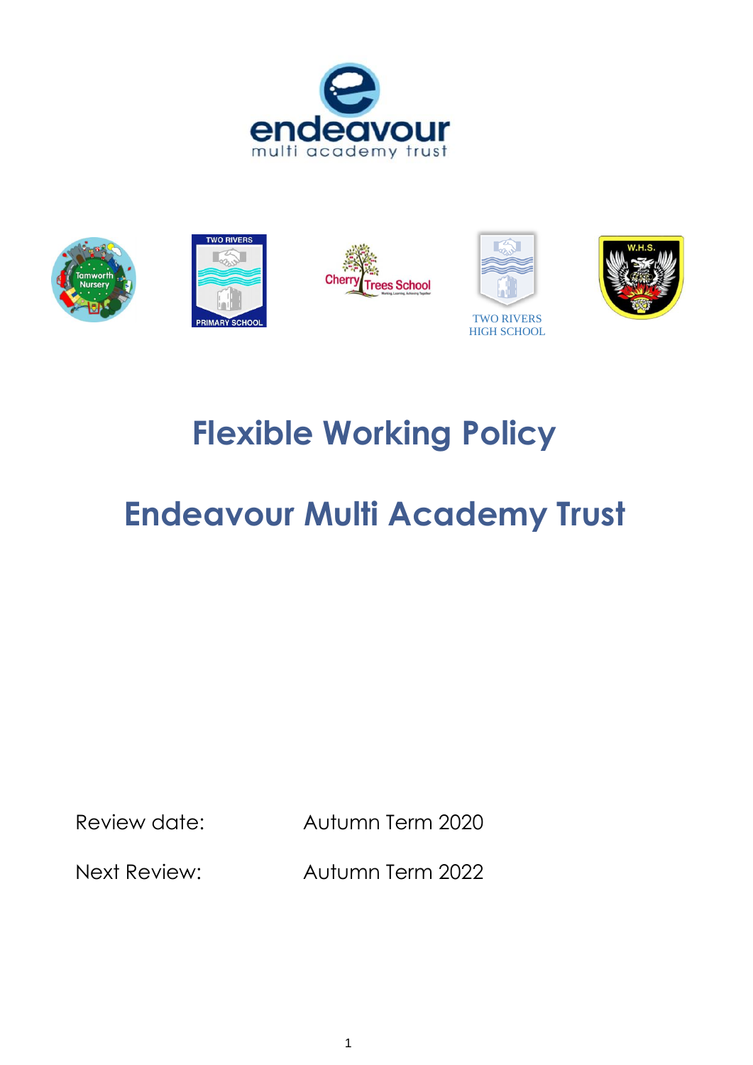# Flexible Working Policy

# Endeavour Multi Academy Trust

Review date: Autumn Term 2020

Next Review: Autumn Term 2022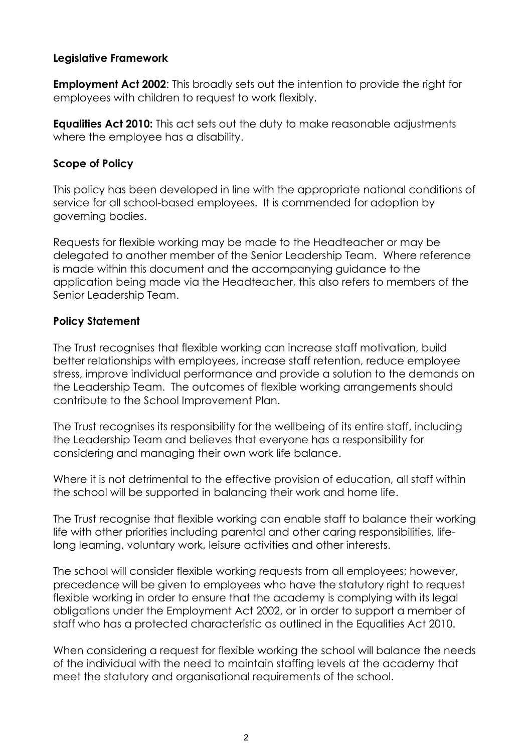## Legislative Framework

**Employment Act 2002**: This broadly sets out the intention to provide the right for employees with children to request to work flexibly.

**Equalities Act 2010:** This act sets out the duty to make reasonable adjustments where the employee has a disability.

## Scope of Policy

This policy has been developed in line with the appropriate national conditions of service for all school-based employees. It is commended for adoption by governing bodies.

Requests for flexible working may be made to the Headteacher or may be delegated to another member of the Senior Leadership Team. Where reference is made within this document and the accompanying guidance to the application being made via the Headteacher, this also refers to members of the Senior Leadership Team.

## Policy Statement

The Trust recognises that flexible working can increase staff motivation, build better relationships with employees, increase staff retention, reduce employee stress, improve individual performance and provide a solution to the demands on the Leadership Team. The outcomes of flexible working arrangements should contribute to the School Improvement Plan.

The Trust recognises its responsibility for the wellbeing of its entire staff, including the Leadership Team and believes that everyone has a responsibility for considering and managing their own work life balance.

Where it is not detrimental to the effective provision of education, all staff within the school will be supported in balancing their work and home life.

The Trust recognise that flexible working can enable staff to balance their working life with other priorities including parental and other caring responsibilities, life-long learning, voluntary work, leisure activities and other interests.

The school will consider flexible working requests from all employees; however, precedence will be given to employees who have the statutory right to request flexible working in order to ensure that the academy is complying with its legal obligations under the Employment Act 2002, or in order to support a member of staff who has a protected characteristic as outlined in the Equalities Act 2010.

When considering a request for flexible working the school will balance the needs of the individual with the need to maintain staffing levels at the academy that meet the statutory and organisational requirements of the school.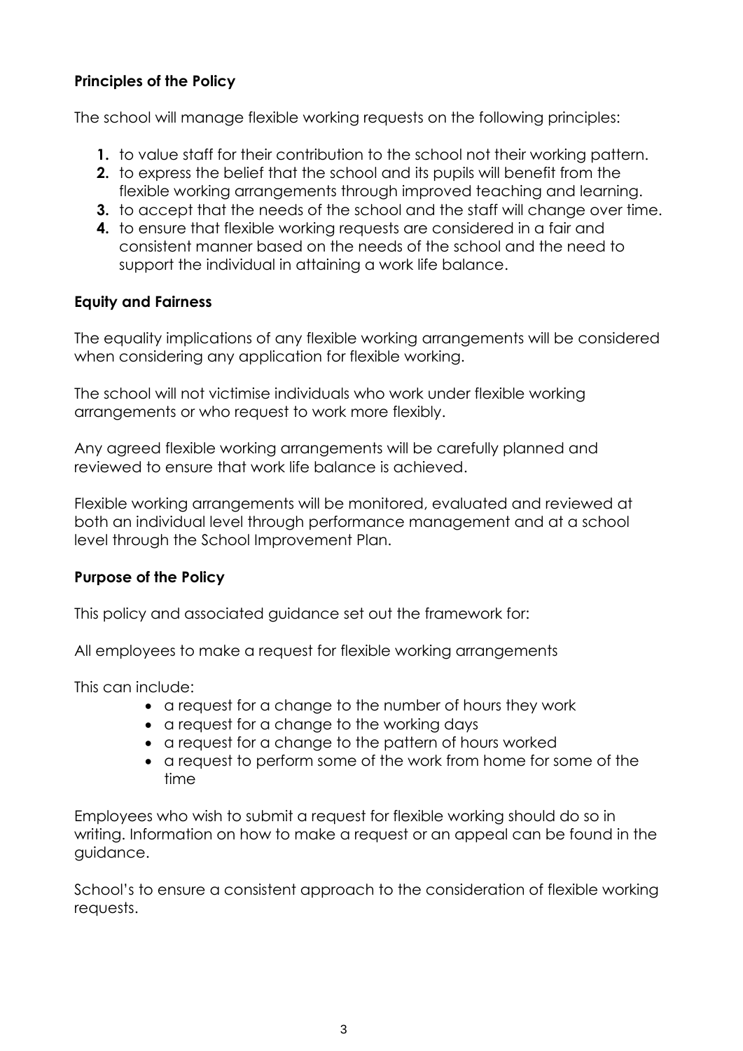**Principles of the Policy**

The school will manage flexible working requests on the following principles:

1. to value staff for their contribution to the school not their working pattern.
2. to express the belief that the school and its pupils will benefit from the flexible working arrangements through improved teaching and learning.
3. to accept that the needs of the school and the staff will change over time.
4. to ensure that flexible working requests are considered in a fair and consistent manner based on the needs of the school and the need to support the individual in attaining a work life balance.

**Equity and Fairness**

The equality implications of any flexible working arrangements will be considered when considering any application for flexible working.

The school will not victimise individuals who work under flexible working arrangements or who request to work more flexibly.

Any agreed flexible working arrangements will be carefully planned and reviewed to ensure that work life balance is achieved.

Flexible working arrangements will be monitored, evaluated and reviewed at both an individual level through performance management and at a school level through the School Improvement Plan.

**Purpose of the Policy**

This policy and associated guidance set out the framework for:

All employees to make a request for flexible working arrangements

This can include:

- a request for a change to the number of hours they work
- a request for a change to the working days
- a request for a change to the pattern of hours worked
- a request to perform some of the work from home for some of the time

Employees who wish to submit a request for flexible working should do so in writing. Information on how to make a request or an appeal can be found in the guidance.

School's to ensure a consistent approach to the consideration of flexible working requests.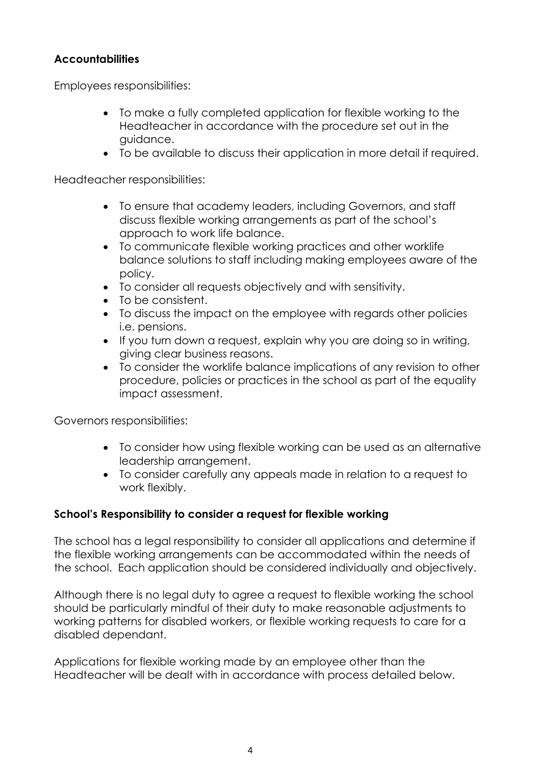**Accountabilities**

Employees responsibilities:

- To make a fully completed application for flexible working to the Headteacher in accordance with the procedure set out in the guidance.
- To be available to discuss their application in more detail if required.

Headteacher responsibilities:

- To ensure that academy leaders, including Governors, and staff discuss flexible working arrangements as part of the school's approach to work life balance.
- To communicate flexible working practices and other worklife balance solutions to staff including making employees aware of the policy.
- To consider all requests objectively and with sensitivity.
- To be consistent.
- To discuss the impact on the employee with regards other policies i.e. pensions.
- If you turn down a request, explain why you are doing so in writing, giving clear business reasons.
- To consider the worklife balance implications of any revision to other procedure, policies or practices in the school as part of the equality impact assessment.

Governors responsibilities:

- To consider how using flexible working can be used as an alternative leadership arrangement.
- To consider carefully any appeals made in relation to a request to work flexibly.

**School's Responsibility to consider a request for flexible working**

The school has a legal responsibility to consider all applications and determine if the flexible working arrangements can be accommodated within the needs of the school. Each application should be considered individually and objectively.

Although there is no legal duty to agree a request to flexible working the school should be particularly mindful of their duty to make reasonable adjustments to working patterns for disabled workers, or flexible working requests to care for a disabled dependant.

Applications for flexible working made by an employee other than the Headteacher will be dealt with in accordance with process detailed below.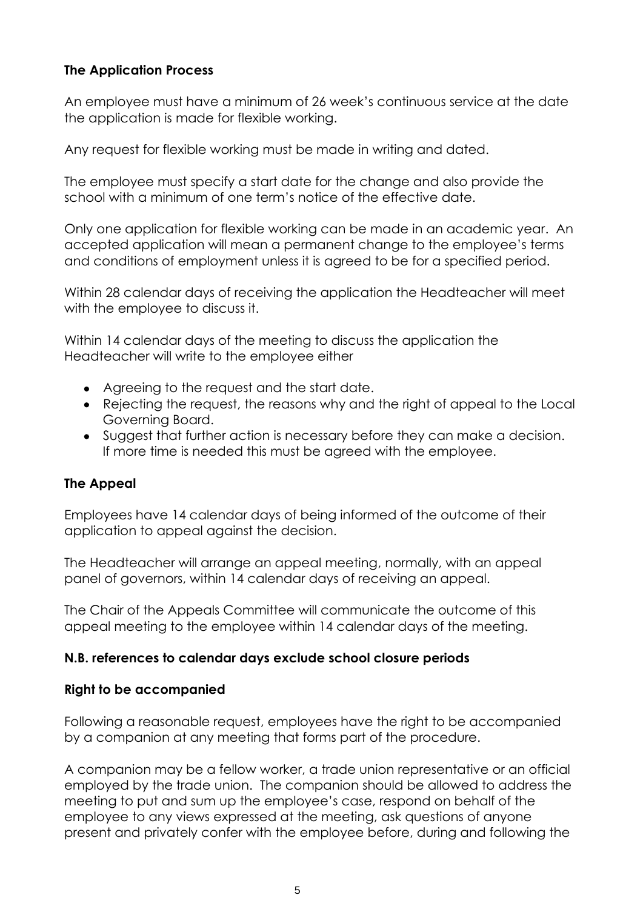**The Application Process**

An employee must have a minimum of 26 week's continuous service at the date the application is made for flexible working.

Any request for flexible working must be made in writing and dated.

The employee must specify a start date for the change and also provide the school with a minimum of one term's notice of the effective date.

Only one application for flexible working can be made in an academic year. An accepted application will mean a permanent change to the employee's terms and conditions of employment unless it is agreed to be for a specified period.

Within 28 calendar days of receiving the application the Headteacher will meet with the employee to discuss it.

Within 14 calendar days of the meeting to discuss the application the Headteacher will write to the employee either

- Agreeing to the request and the start date.
- Rejecting the request, the reasons why and the right of appeal to the Local Governing Board.
- Suggest that further action is necessary before they can make a decision. If more time is needed this must be agreed with the employee.

**The Appeal**

Employees have 14 calendar days of being informed of the outcome of their application to appeal against the decision.

The Headteacher will arrange an appeal meeting, normally, with an appeal panel of governors, within 14 calendar days of receiving an appeal.

The Chair of the Appeals Committee will communicate the outcome of this appeal meeting to the employee within 14 calendar days of the meeting.

**N.B. references to calendar days exclude school closure periods**

**Right to be accompanied**

Following a reasonable request, employees have the right to be accompanied by a companion at any meeting that forms part of the procedure.

A companion may be a fellow worker, a trade union representative or an official employed by the trade union. The companion should be allowed to address the meeting to put and sum up the employee's case, respond on behalf of the employee to any views expressed at the meeting, ask questions of anyone present and privately confer with the employee before, during and following the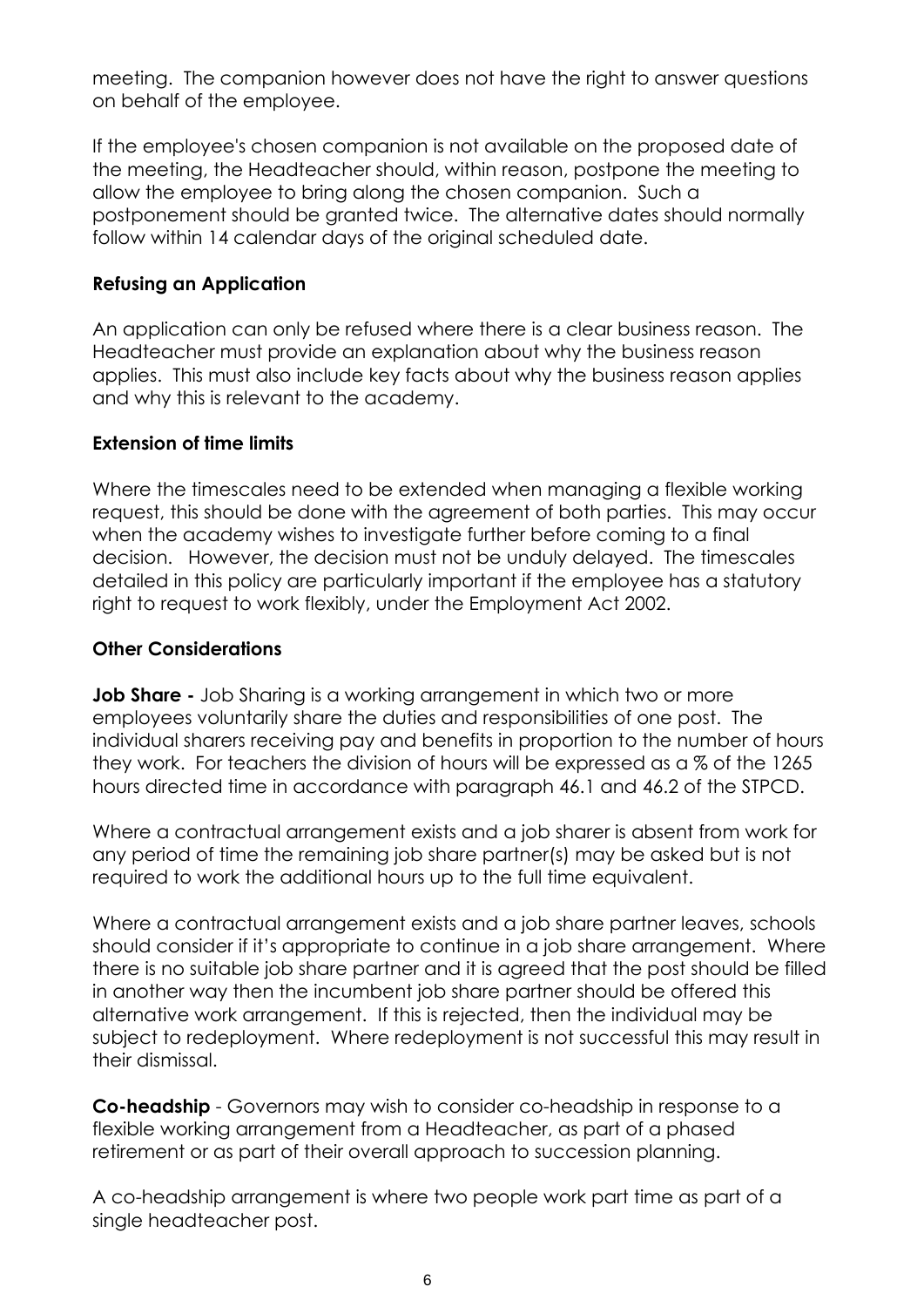meeting. The companion however does not have the right to answer questions on behalf of the employee.

If the employee's chosen companion is not available on the proposed date of the meeting, the Headteacher should, within reason, postpone the meeting to allow the employee to bring along the chosen companion. Such a postponement should be granted twice. The alternative dates should normally follow within 14 calendar days of the original scheduled date.

**Refusing an Application**

An application can only be refused where there is a clear business reason. The Headteacher must provide an explanation about why the business reason applies. This must also include key facts about why the business reason applies and why this is relevant to the academy.

**Extension of time limits**

Where the timescales need to be extended when managing a flexible working request, this should be done with the agreement of both parties. This may occur when the academy wishes to investigate further before coming to a final decision. However, the decision must not be unduly delayed. The timescales detailed in this policy are particularly important if the employee has a statutory right to request to work flexibly, under the Employment Act 2002.

**Other Considerations**

**Job Share -** Job Sharing is a working arrangement in which two or more employees voluntarily share the duties and responsibilities of one post. The individual sharers receiving pay and benefits in proportion to the number of hours they work. For teachers the division of hours will be expressed as a % of the 1265 hours directed time in accordance with paragraph 46.1 and 46.2 of the STPCD.

Where a contractual arrangement exists and a job sharer is absent from work for any period of time the remaining job share partner(s) may be asked but is not required to work the additional hours up to the full time equivalent.

Where a contractual arrangement exists and a job share partner leaves, schools should consider if it's appropriate to continue in a job share arrangement. Where there is no suitable job share partner and it is agreed that the post should be filled in another way then the incumbent job share partner should be offered this alternative work arrangement. If this is rejected, then the individual may be subject to redeployment. Where redeployment is not successful this may result in their dismissal.

**Co-headship** - Governors may wish to consider co-headship in response to a flexible working arrangement from a Headteacher, as part of a phased retirement or as part of their overall approach to succession planning.

A co-headship arrangement is where two people work part time as part of a single headteacher post.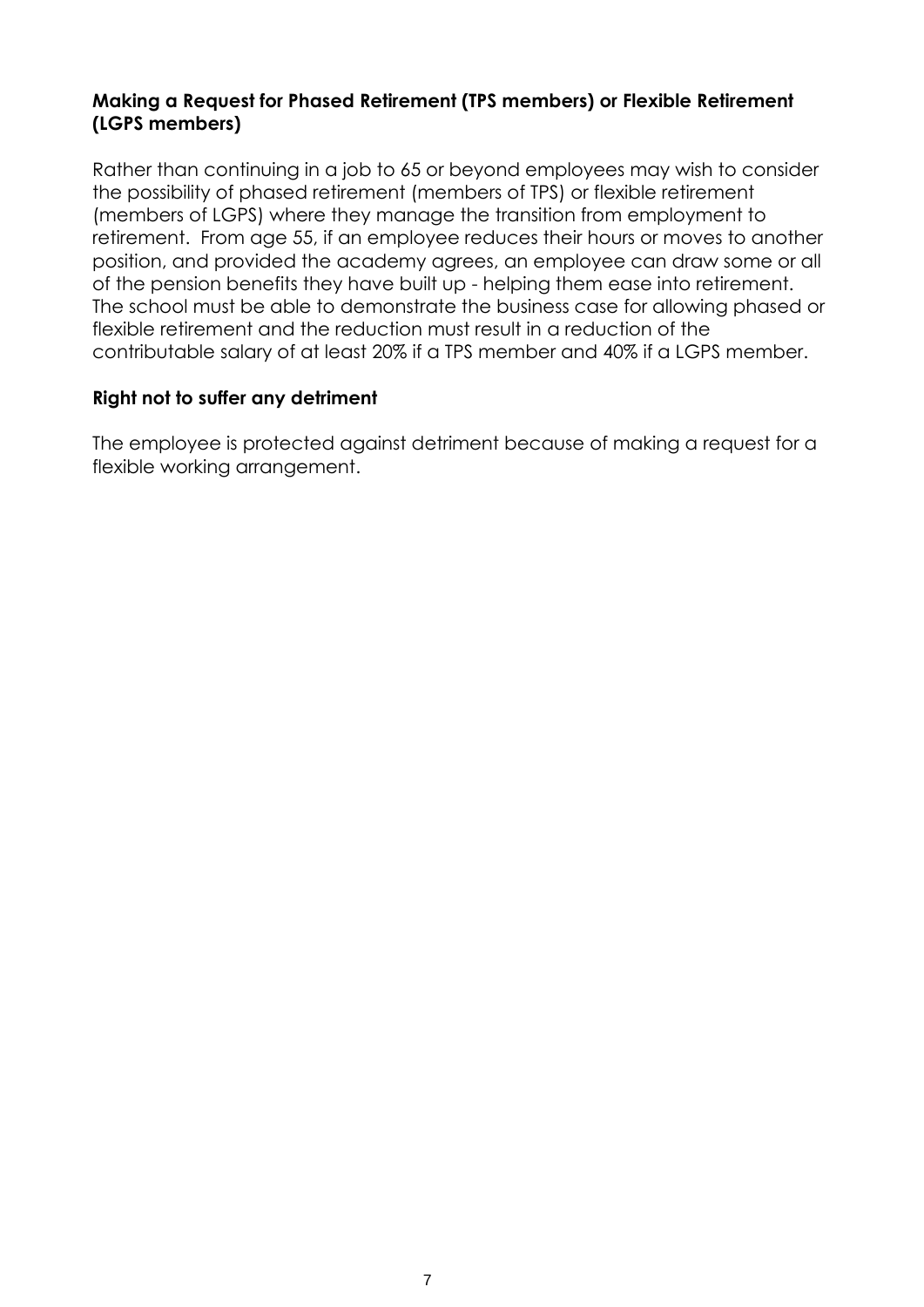**Making a Request for Phased Retirement (TPS members) or Flexible Retirement (LGPS members)**

Rather than continuing in a job to 65 or beyond employees may wish to consider the possibility of phased retirement (members of TPS) or flexible retirement (members of LGPS) where they manage the transition from employment to retirement. From age 55, if an employee reduces their hours or moves to another position, and provided the academy agrees, an employee can draw some or all of the pension benefits they have built up - helping them ease into retirement. The school must be able to demonstrate the business case for allowing phased or flexible retirement and the reduction must result in a reduction of the contributable salary of at least 20% if a TPS member and 40% if a LGPS member.

**Right not to suffer any detriment**

The employee is protected against detriment because of making a request for a flexible working arrangement.